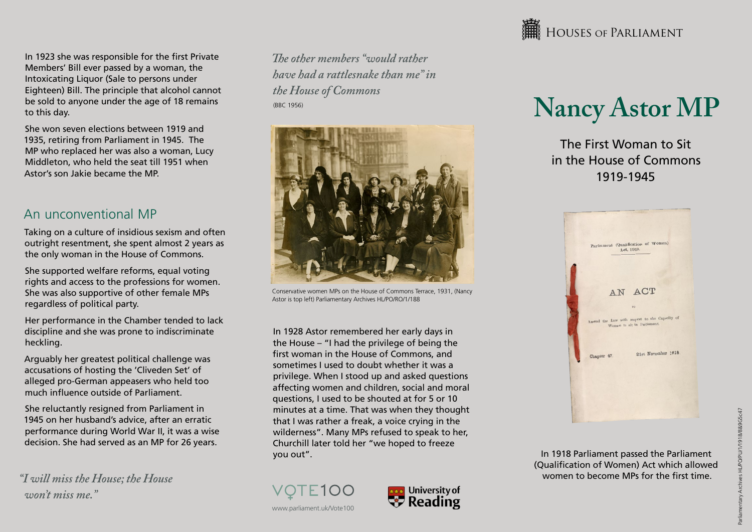In 1923 she was responsible for the first Private Members' Bill ever passed by a woman, the Intoxicating Liquor (Sale to persons under Eighteen) Bill. The principle that alcohol cannot be sold to anyone under the age of 18 remains to this day.

She won seven elections between 1919 and 1935, retiring from Parliament in 1945. The MP who replaced her was also a woman, Lucy Middleton, who held the seat till 1951 when Astor's son Jakie became the MP.

## An unconventional MP

Taking on a culture of insidious sexism and often outright resentment, she spent almost 2 years as the only woman in the House of Commons.

She supported welfare reforms, equal voting rights and access to the professions for women. She was also supportive of other female MPs regardless of political party.

Her performance in the Chamber tended to lack discipline and she was prone to indiscriminate heckling.

Arguably her greatest political challenge was accusations of hosting the 'Cliveden Set' of alleged pro-German appeasers who held too much influence outside of Parliament.

She reluctantly resigned from Parliament in 1945 on her husband's advice, after an erratic performance during World War II, it was a wise decision. She had served as an MP for 26 years.

*"I will miss the House; the House won't miss me."*

*The other members "would rather have had a rattlesnake than me" in the House of Commons*
(BBC 1956)

Conservative women MPs on the House of Commons Terrace, 1931, (Nancy Astor is top left) Parliamentary Archives HL/PO/RO/1/188

In 1928 Astor remembered her early days in the House – "I had the privilege of being the first woman in the House of Commons, and sometimes I used to doubt whether it was a privilege. When I stood up and asked questions affecting women and children, social and moral questions, I used to be shouted at for 5 or 10 minutes at a time. That was when they thought that I was rather a freak, a voice crying in the wilderness". Many MPs refused to speak to her, Churchill later told her "we hoped to freeze you out".

VOTE100

www.parliament.uk/Vote100

University of Reading

HOUSES OF PARLIAMENT

# Nancy Astor MP

The First Woman to Sit in the House of Commons 1919-1945

Parliament (Qualification of Women) Act, 1918.

AN ACT

to

Amend the Law with respect to the Capacity of Women to sit in Parliament.

Chapter 47. 21st November 1918.

In 1918 Parliament passed the Parliament (Qualification of Women) Act which allowed women to become MPs for the first time.

Parliamentary Archives HL/PO/PU/1/1918/8&9G5c47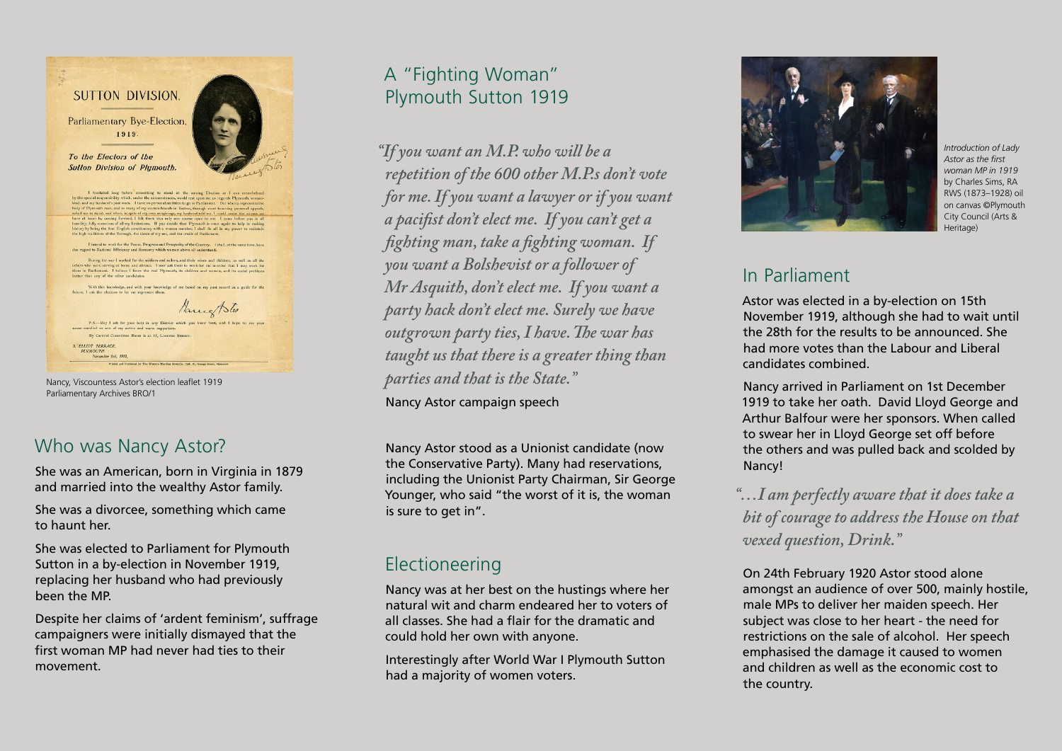Nancy, Viscountess Astor's election leaflet 1919
Parliamentary Archives BRO/1

## Who was Nancy Astor?

She was an American, born in Virginia in 1879 and married into the wealthy Astor family.

She was a divorcee, something which came to haunt her.

She was elected to Parliament for Plymouth Sutton in a by-election in November 1919, replacing her husband who had previously been the MP.

Despite her claims of 'ardent feminism', suffrage campaigners were initially dismayed that the first woman MP had never had ties to their movement.

## A "Fighting Woman" Plymouth Sutton 1919

*"If you want an M.P. who will be a repetition of the 600 other M.P.s don't vote for me. If you want a lawyer or if you want a pacifist don't elect me. If you can't get a fighting man, take a fighting woman. If you want a Bolshevist or a follower of Mr Asquith, don't elect me. If you want a party hack don't elect me. Surely we have outgrown party ties, I have. The war has taught us that there is a greater thing than parties and that is the State."*

Nancy Astor campaign speech

Nancy Astor stood as a Unionist candidate (now the Conservative Party). Many had reservations, including the Unionist Party Chairman, Sir George Younger, who said "the worst of it is, the woman is sure to get in".

## Electioneering

Nancy was at her best on the hustings where her natural wit and charm endeared her to voters of all classes. She had a flair for the dramatic and could hold her own with anyone.

Interestingly after World War I Plymouth Sutton had a majority of women voters.

*Introduction of Lady Astor as the first woman MP in 1919* by Charles Sims, RA RWS (1873–1928) oil on canvas ©Plymouth City Council (Arts & Heritage)

## In Parliament

Astor was elected in a by-election on 15th November 1919, although she had to wait until the 28th for the results to be announced. She had more votes than the Labour and Liberal candidates combined.

Nancy arrived in Parliament on 1st December 1919 to take her oath. David Lloyd George and Arthur Balfour were her sponsors. When called to swear her in Lloyd George set off before the others and was pulled back and scolded by Nancy!

*"…I am perfectly aware that it does take a bit of courage to address the House on that vexed question, Drink."*

On 24th February 1920 Astor stood alone amongst an audience of over 500, mainly hostile, male MPs to deliver her maiden speech. Her subject was close to her heart - the need for restrictions on the sale of alcohol. Her speech emphasised the damage it caused to women and children as well as the economic cost to the country.